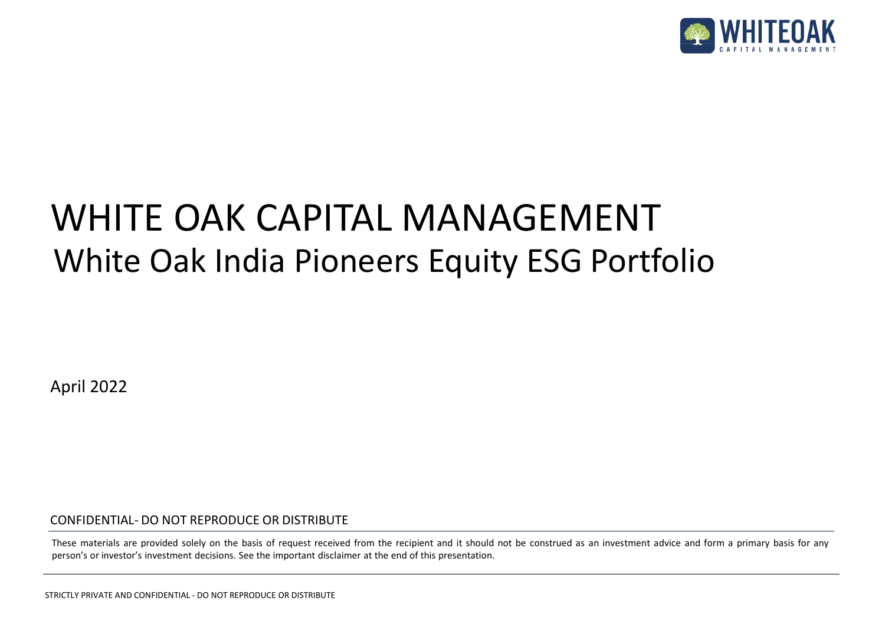# WHITE OAK CAPITAL MANAGEMENT

## White Oak India Pioneers Equity ESG Portfolio

April 2022

CONFIDENTIAL- DO NOT REPRODUCE OR DISTRIBUTE

These materials are provided solely on the basis of request received from the recipient and it should not be construed as an investment advice and form a primary basis for any person's or investor's investment decisions. See the important disclaimer at the end of this presentation.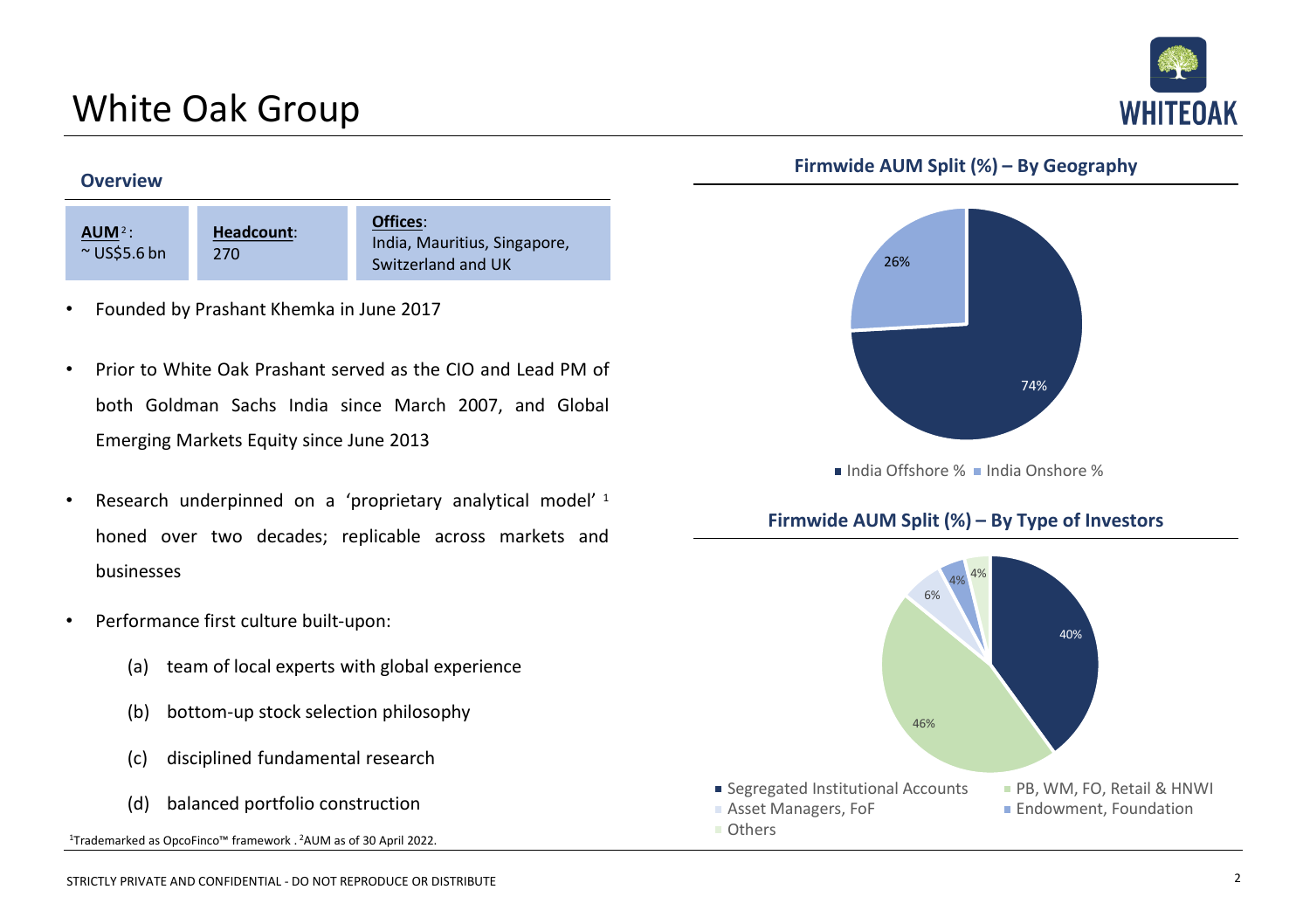# White Oak Group

## Overview

| AUM[2]: ~ US$5.6 bn | Headcount: 270 | Offices: India, Mauritius, Singapore, Switzerland and UK |
|---|---|---|

- Founded by Prashant Khemka in June 2017
- Prior to White Oak Prashant served as the CIO and Lead PM of both Goldman Sachs India since March 2007, and Global Emerging Markets Equity since June 2013
- Research underpinned on a 'proprietary analytical model' [1] honed over two decades; replicable across markets and businesses
- Performance first culture built-upon:
  - (a) team of local experts with global experience
  - (b) bottom-up stock selection philosophy
  - (c) disciplined fundamental research
  - (d) balanced portfolio construction

[1]Trademarked as OpcoFinco™ framework . [2]AUM as of 30 April 2022.

### Firmwide AUM Split (%) – By Geography

| Geography | % |
|---|---|
| India Offshore % | 74% |
| India Onshore % | 26% |

### Firmwide AUM Split (%) – By Type of Investors

| Type of Investors | % |
|---|---|
| Segregated Institutional Accounts | 40% |
| PB, WM, FO, Retail & HNWI | 46% |
| Asset Managers, FoF | 6% |
| Endowment, Foundation | 4% |
| Others | 4% |

STRICTLY PRIVATE AND CONFIDENTIAL - DO NOT REPRODUCE OR DISTRIBUTE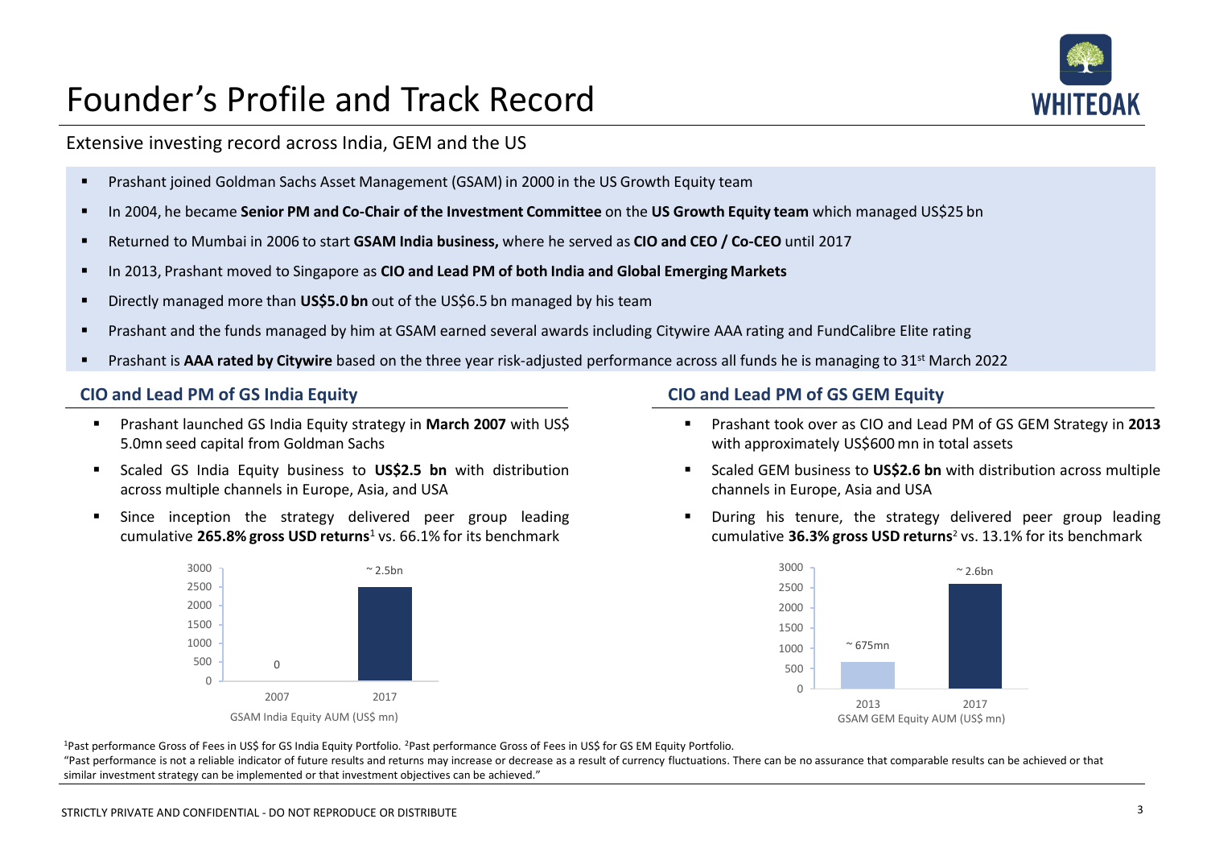# Founder's Profile and Track Record

Extensive investing record across India, GEM and the US

- Prashant joined Goldman Sachs Asset Management (GSAM) in 2000 in the US Growth Equity team
- In 2004, he became **Senior PM and Co-Chair of the Investment Committee** on the **US Growth Equity team** which managed US$25 bn
- Returned to Mumbai in 2006 to start **GSAM India business,** where he served as **CIO and CEO / Co-CEO** until 2017
- In 2013, Prashant moved to Singapore as **CIO and Lead PM of both India and Global Emerging Markets**
- Directly managed more than **US$5.0 bn** out of the US$6.5 bn managed by his team
- Prashant and the funds managed by him at GSAM earned several awards including Citywire AAA rating and FundCalibre Elite rating
- Prashant is **AAA rated by Citywire** based on the three year risk-adjusted performance across all funds he is managing to 31st March 2022

## CIO and Lead PM of GS India Equity

- Prashant launched GS India Equity strategy in **March 2007** with US$ 5.0mn seed capital from Goldman Sachs
- Scaled GS India Equity business to **US$2.5 bn** with distribution across multiple channels in Europe, Asia, and USA
- Since inception the strategy delivered peer group leading cumulative **265.8% gross USD returns**[1] vs. 66.1% for its benchmark

| Year | GSAM India Equity AUM (US$ mn) |
|---|---|
| 2007 | 0 |
| 2017 | ~ 2.5bn |

GSAM India Equity AUM (US$ mn)

## CIO and Lead PM of GS GEM Equity

- Prashant took over as CIO and Lead PM of GS GEM Strategy in **2013** with approximately US$600 mn in total assets
- Scaled GEM business to **US$2.6 bn** with distribution across multiple channels in Europe, Asia and USA
- During his tenure, the strategy delivered peer group leading cumulative **36.3% gross USD returns**[2] vs. 13.1% for its benchmark

| Year | GSAM GEM Equity AUM (US$ mn) |
|---|---|
| 2013 | ~ 675mn |
| 2017 | ~ 2.6bn |

GSAM GEM Equity AUM (US$ mn)

[1]Past performance Gross of Fees in US$ for GS India Equity Portfolio. [2]Past performance Gross of Fees in US$ for GS EM Equity Portfolio.

"Past performance is not a reliable indicator of future results and returns may increase or decrease as a result of currency fluctuations. There can be no assurance that comparable results can be achieved or that similar investment strategy can be implemented or that investment objectives can be achieved."

STRICTLY PRIVATE AND CONFIDENTIAL - DO NOT REPRODUCE OR DISTRIBUTE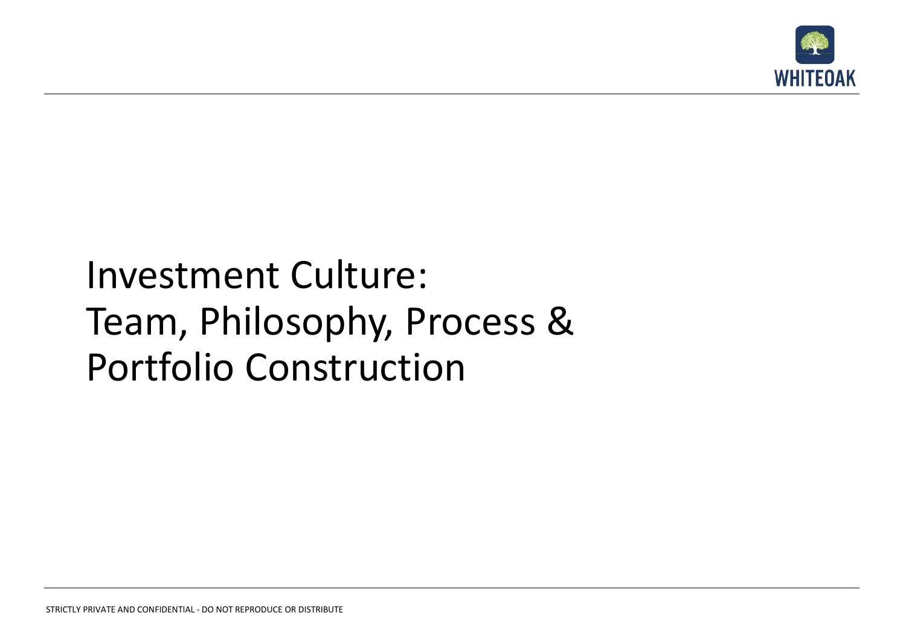# Investment Culture: Team, Philosophy, Process & Portfolio Construction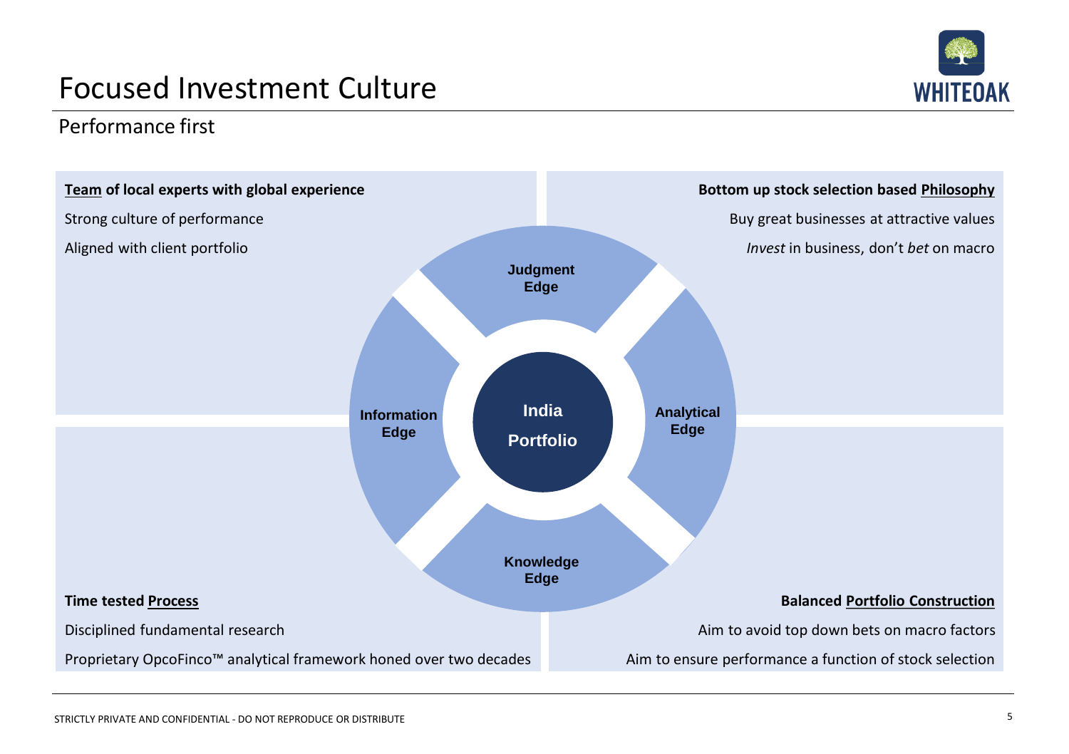# Focused Investment Culture

## Performance first

**Team of local experts with global experience**

Strong culture of performance

Aligned with client portfolio

**Bottom up stock selection based Philosophy**

Buy great businesses at attractive values

*Invest* in business, don't *bet* on macro

Judgment Edge

Information Edge

India Portfolio

Analytical Edge

Knowledge Edge

**Time tested Process**

Disciplined fundamental research

Proprietary OpcoFinco™ analytical framework honed over two decades

**Balanced Portfolio Construction**

Aim to avoid top down bets on macro factors

Aim to ensure performance a function of stock selection

STRICTLY PRIVATE AND CONFIDENTIAL - DO NOT REPRODUCE OR DISTRIBUTE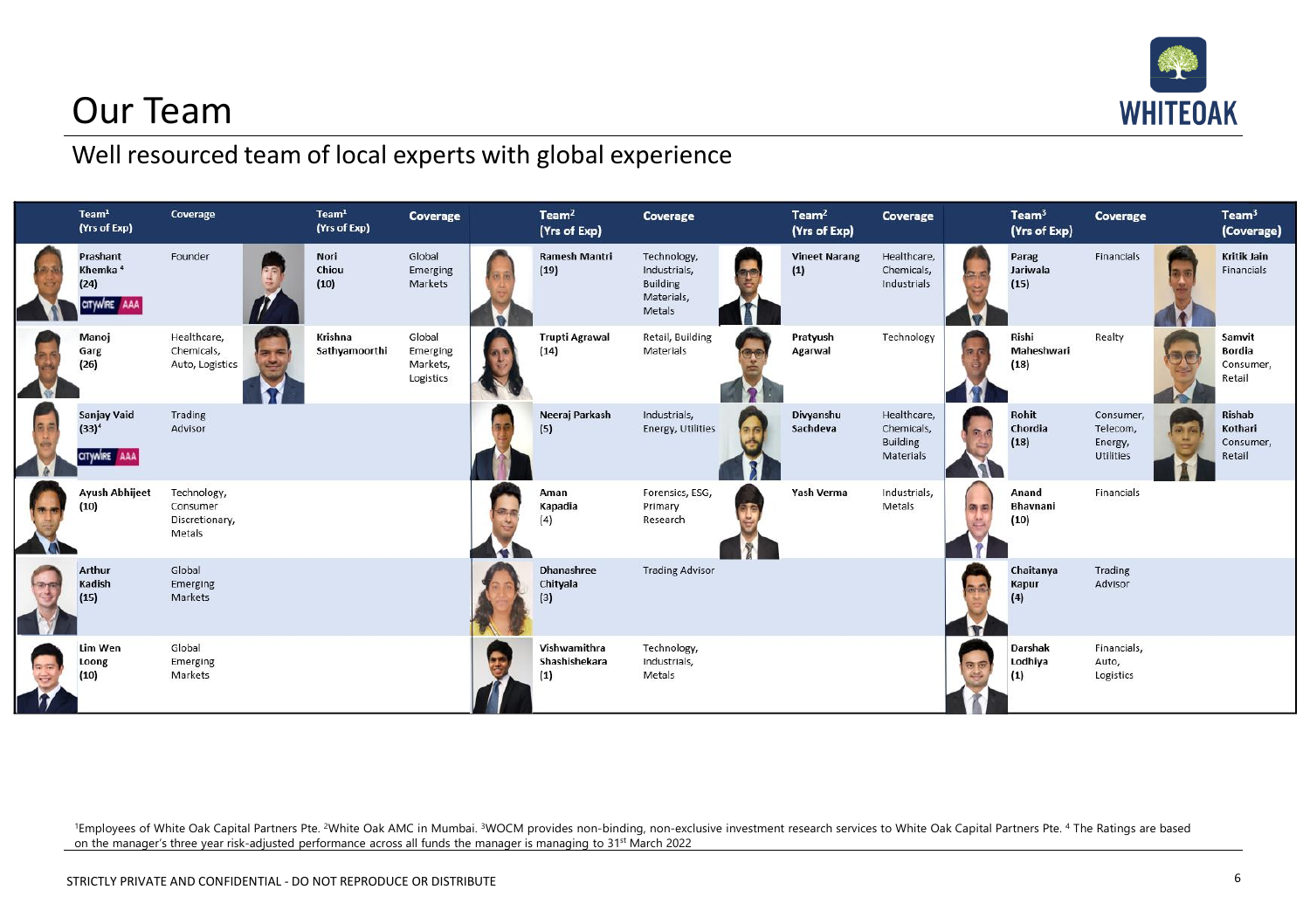# Our Team

## Well resourced team of local experts with global experience

| Team[1] (Yrs of Exp) | Coverage | Team[1] (Yrs of Exp) | Coverage | Team[2] (Yrs of Exp) | Coverage | Team[2] (Yrs of Exp) | Coverage | Team[3] (Yrs of Exp) | Coverage | Team[3] (Coverage) |
|---|---|---|---|---|---|---|---|---|---|---|
| Prashant Khemka[4] (24) CITYWIRE AAA | Founder | Nori Chiou (10) | Global Emerging Markets | Ramesh Mantri (19) | Technology, Industrials, Building Materials, Metals | Vineet Narang (1) | Healthcare, Chemicals, Industrials | Parag Jariwala (15) | Financials | Kritik Jain Financials |
| Manoj Garg (26) | Healthcare, Chemicals, Auto, Logistics | Krishna Sathyamoorthi | Global Emerging Markets, Logistics | Trupti Agrawal (14) | Retail, Building Materials | Pratyush Agarwal | Technology | Rishi Maheshwari (18) | Realty | Samvit Bordia Consumer, Retail |
| Sanjay Vaid (33)[4] CITYWIRE AAA | Trading Advisor | | | Neeraj Parkash (5) | Industrials, Energy, Utilities | Divyanshu Sachdeva | Healthcare, Chemicals, Building Materials | Rohit Chordia (18) | Consumer, Telecom, Energy, Utilities | Rishab Kothari Consumer, Retail |
| Ayush Abhijeet (10) | Technology, Consumer Discretionary, Metals | | | Aman Kapadia (4) | Forensics, ESG, Primary Research | Yash Verma | Industrials, Metals | Anand Bhavnani (10) | Financials | |
| Arthur Kadish (15) | Global Emerging Markets | | | Dhanashree Chityala (3) | Trading Advisor | | | Chaitanya Kapur (4) | Trading Advisor | |
| Lim Wen Loong (10) | Global Emerging Markets | | | Vishwamithra Shashishekara (1) | Technology, Industrials, Metals | | | Darshak Lodhiya (1) | Financials, Auto, Logistics | |

[1]Employees of White Oak Capital Partners Pte. [2]White Oak AMC in Mumbai. [3]WOCM provides non-binding, non-exclusive investment research services to White Oak Capital Partners Pte. [4] The Ratings are based on the manager's three year risk-adjusted performance across all funds the manager is managing to 31st March 2022

STRICTLY PRIVATE AND CONFIDENTIAL - DO NOT REPRODUCE OR DISTRIBUTE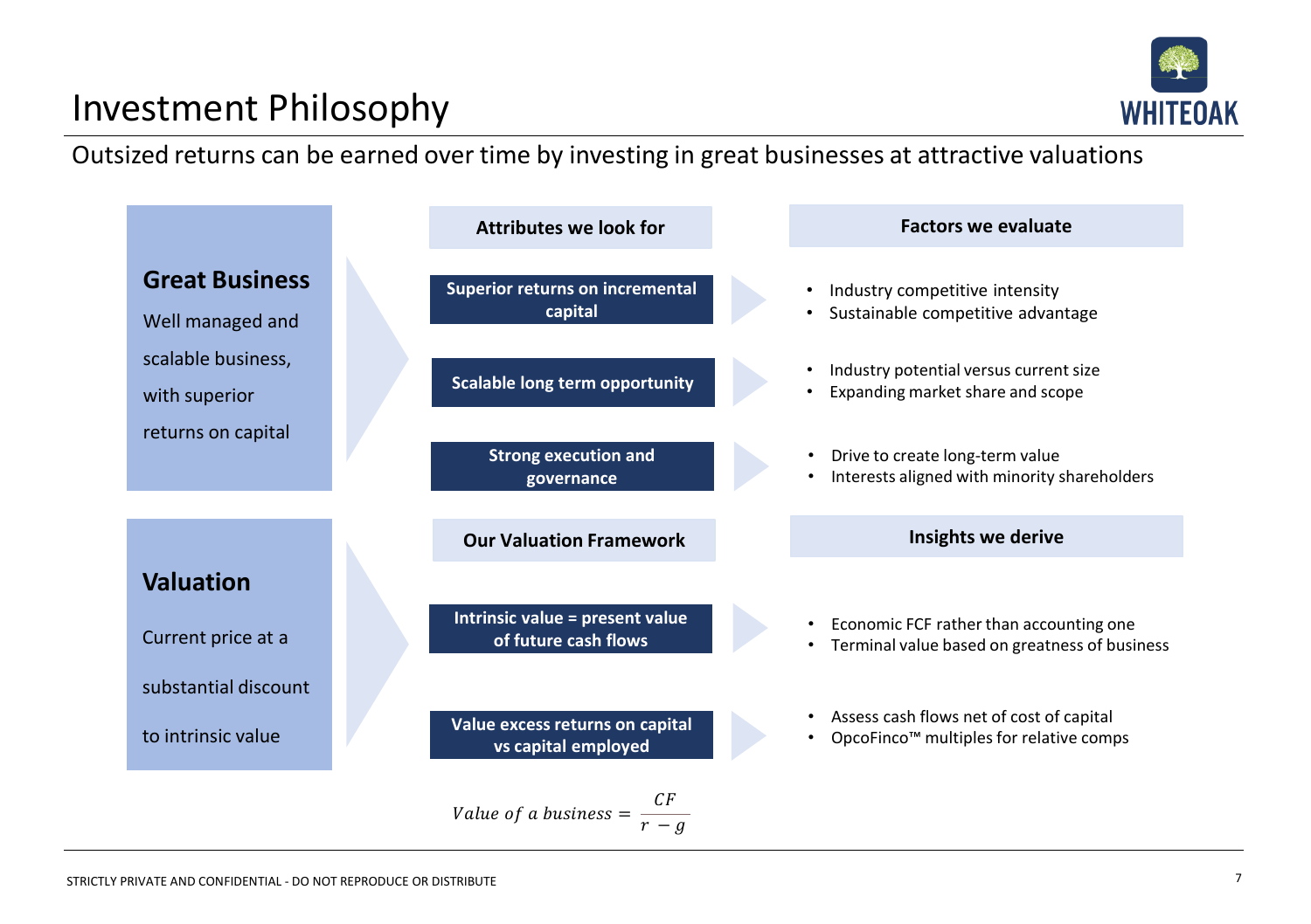# Investment Philosophy

Outsized returns can be earned over time by investing in great businesses at attractive valuations

## Great Business

Well managed and scalable business, with superior returns on capital

| Attributes we look for | Factors we evaluate |
| --- | --- |
| **Superior returns on incremental capital** | • Industry competitive intensity<br>• Sustainable competitive advantage |
| **Scalable long term opportunity** | • Industry potential versus current size<br>• Expanding market share and scope |
| **Strong execution and governance** | • Drive to create long-term value<br>• Interests aligned with minority shareholders |

## Valuation

Current price at a substantial discount to intrinsic value

| Our Valuation Framework | Insights we derive |
| --- | --- |
| **Intrinsic value = present value of future cash flows** | • Economic FCF rather than accounting one<br>• Terminal value based on greatness of business |
| **Value excess returns on capital vs capital employed** | • Assess cash flows net of cost of capital<br>• OpcoFinco™ multiples for relative comps |

$$Value\ of\ a\ business = \frac{CF}{r - g}$$

STRICTLY PRIVATE AND CONFIDENTIAL - DO NOT REPRODUCE OR DISTRIBUTE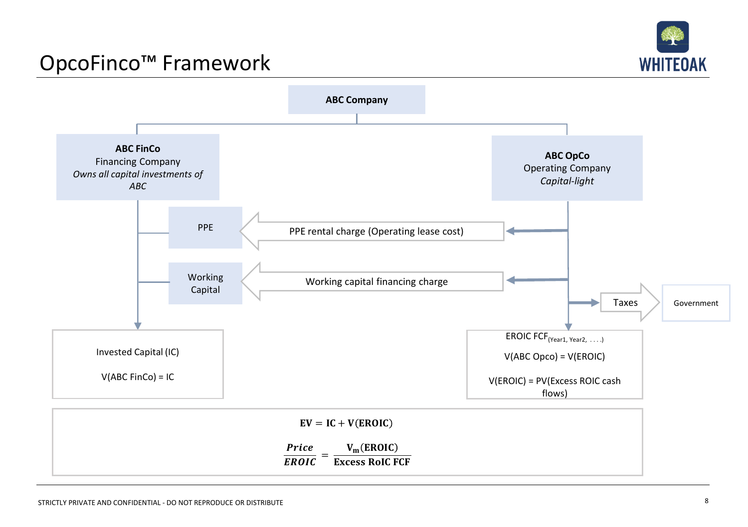# OpcoFinco™ Framework

**ABC Company**

**ABC FinCo**
Financing Company
*Owns all capital investments of ABC*

**ABC OpCo**
Operating Company
*Capital-light*

PPE

Working Capital

PPE rental charge (Operating lease cost)

Working capital financing charge

Taxes

Government

Invested Capital (IC)

V(ABC FinCo) = IC

EROIC $FCF_{(Year1,\ Year2,\ \ldots)}$

V(ABC Opco) = V(EROIC)

V(EROIC) = PV(Excess ROIC cash flows)

$$\mathbf{EV = IC + V(EROIC)}$$

$$\frac{\textbf{\textit{Price}}}{\textbf{\textit{EROIC}}} = \frac{\mathbf{V_m(EROIC)}}{\textbf{Excess RoIC FCF}}$$

STRICTLY PRIVATE AND CONFIDENTIAL - DO NOT REPRODUCE OR DISTRIBUTE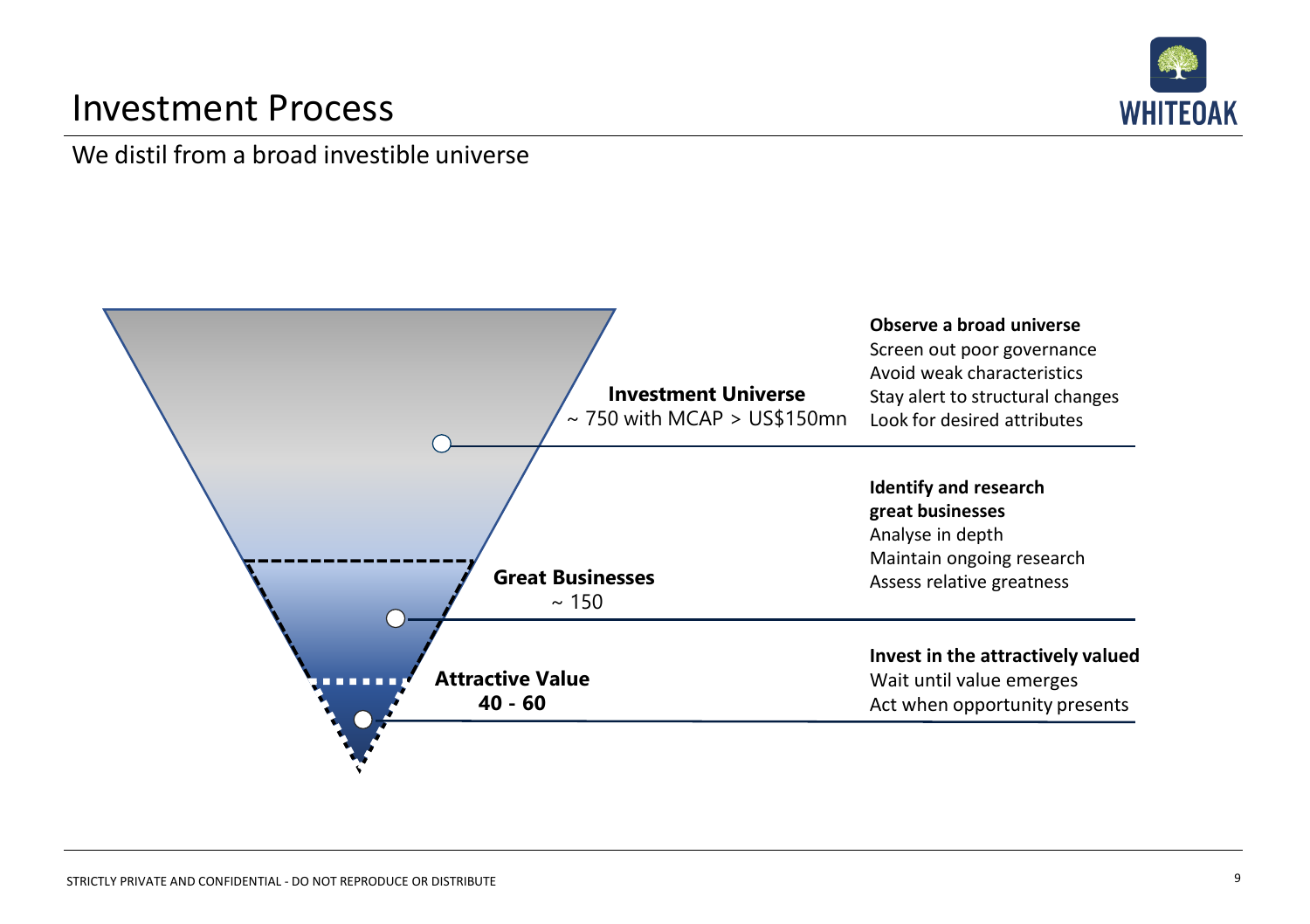# Investment Process

We distil from a broad investible universe

**Investment Universe**
~ 750 with MCAP > US$150mn

**Observe a broad universe**
Screen out poor governance
Avoid weak characteristics
Stay alert to structural changes
Look for desired attributes

**Great Businesses**
~ 150

**Identify and research great businesses**
Analyse in depth
Maintain ongoing research
Assess relative greatness

**Attractive Value**
**40 - 60**

**Invest in the attractively valued**
Wait until value emerges
Act when opportunity presents

STRICTLY PRIVATE AND CONFIDENTIAL - DO NOT REPRODUCE OR DISTRIBUTE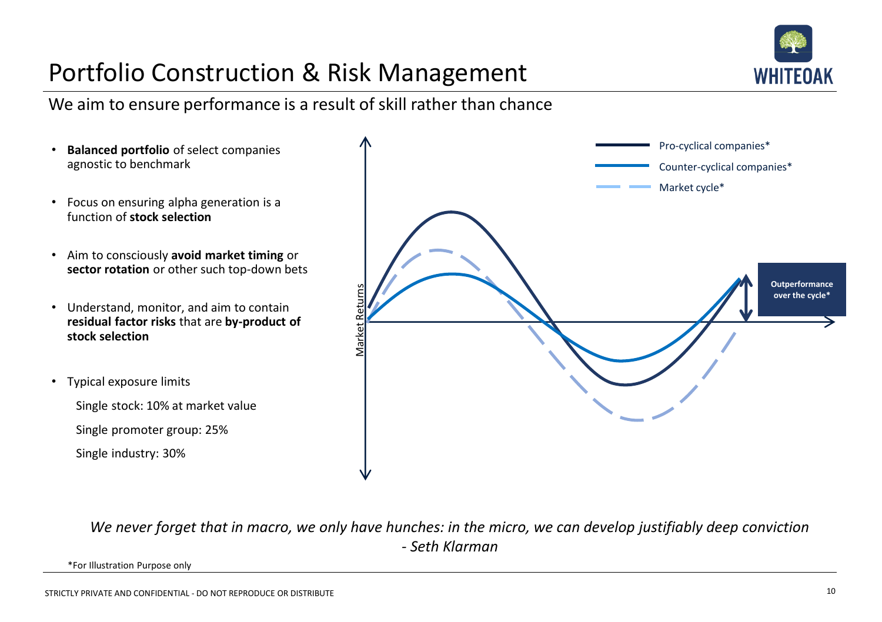# Portfolio Construction & Risk Management

## We aim to ensure performance is a result of skill rather than chance

- **Balanced portfolio** of select companies agnostic to benchmark
- Focus on ensuring alpha generation is a function of **stock selection**
- Aim to consciously **avoid market timing** or **sector rotation** or other such top-down bets
- Understand, monitor, and aim to contain **residual factor risks** that are **by-product of stock selection**
- Typical exposure limits

  Single stock: 10% at market value

  Single promoter group: 25%

  Single industry: 30%

Pro-cyclical companies*

Counter-cyclical companies*

Market cycle*

Market Returns

**Outperformance over the cycle***

*We never forget that in macro, we only have hunches: in the micro, we can develop justifiably deep conviction*

*- Seth Klarman*

*For Illustration Purpose only

STRICTLY PRIVATE AND CONFIDENTIAL - DO NOT REPRODUCE OR DISTRIBUTE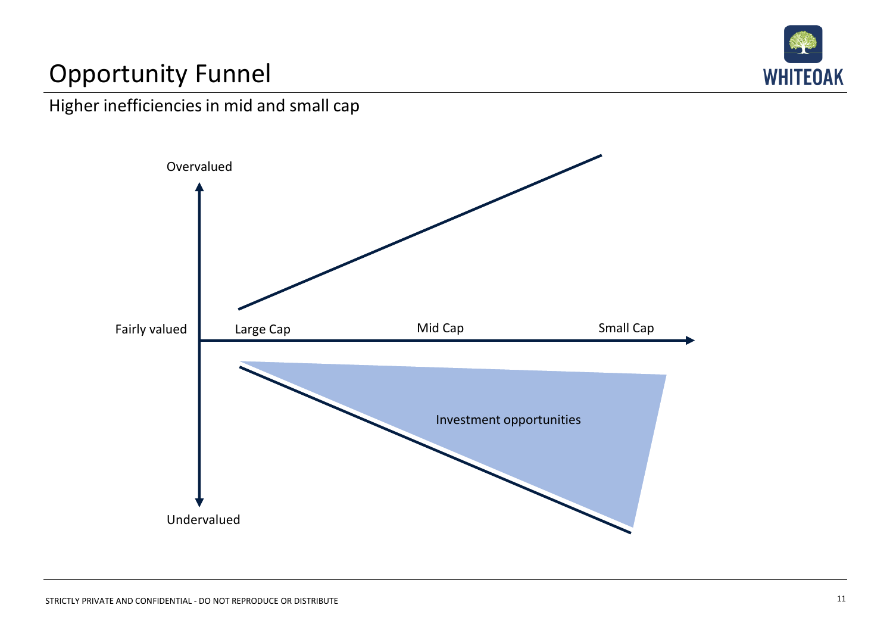# Opportunity Funnel

Higher inefficiencies in mid and small cap

Overvalued

Fairly valued

Large Cap

Mid Cap

Small Cap

Investment opportunities

Undervalued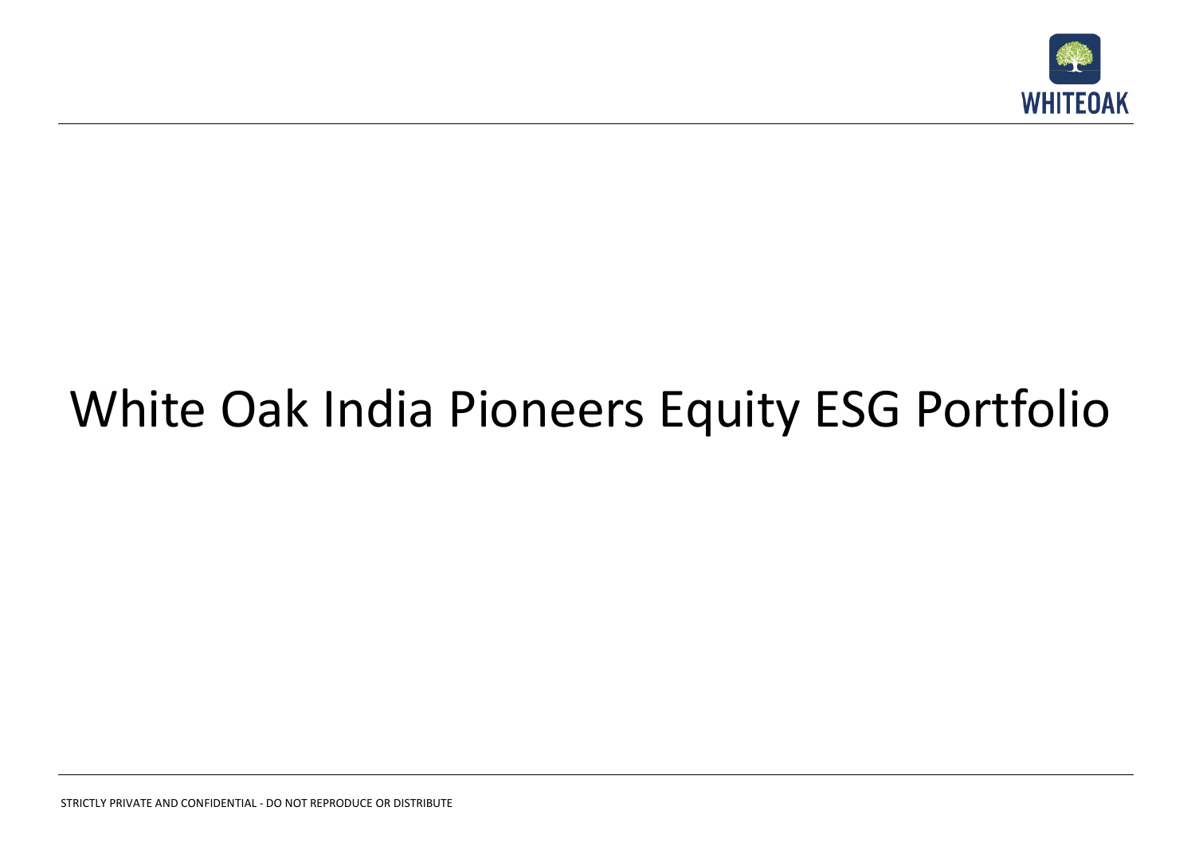# White Oak India Pioneers Equity ESG Portfolio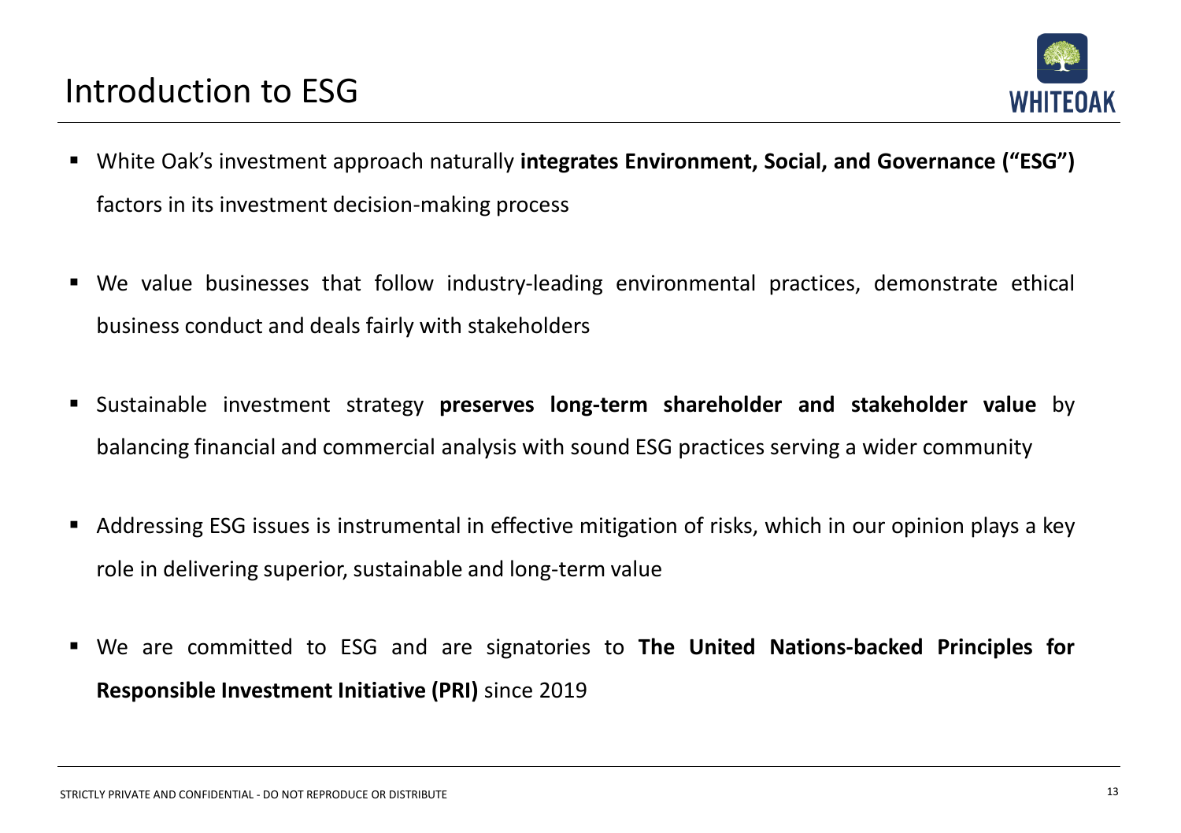# Introduction to ESG

- White Oak's investment approach naturally **integrates Environment, Social, and Governance ("ESG")** factors in its investment decision-making process
- We value businesses that follow industry-leading environmental practices, demonstrate ethical business conduct and deals fairly with stakeholders
- Sustainable investment strategy **preserves long-term shareholder and stakeholder value** by balancing financial and commercial analysis with sound ESG practices serving a wider community
- Addressing ESG issues is instrumental in effective mitigation of risks, which in our opinion plays a key role in delivering superior, sustainable and long-term value
- We are committed to ESG and are signatories to **The United Nations-backed Principles for Responsible Investment Initiative (PRI)** since 2019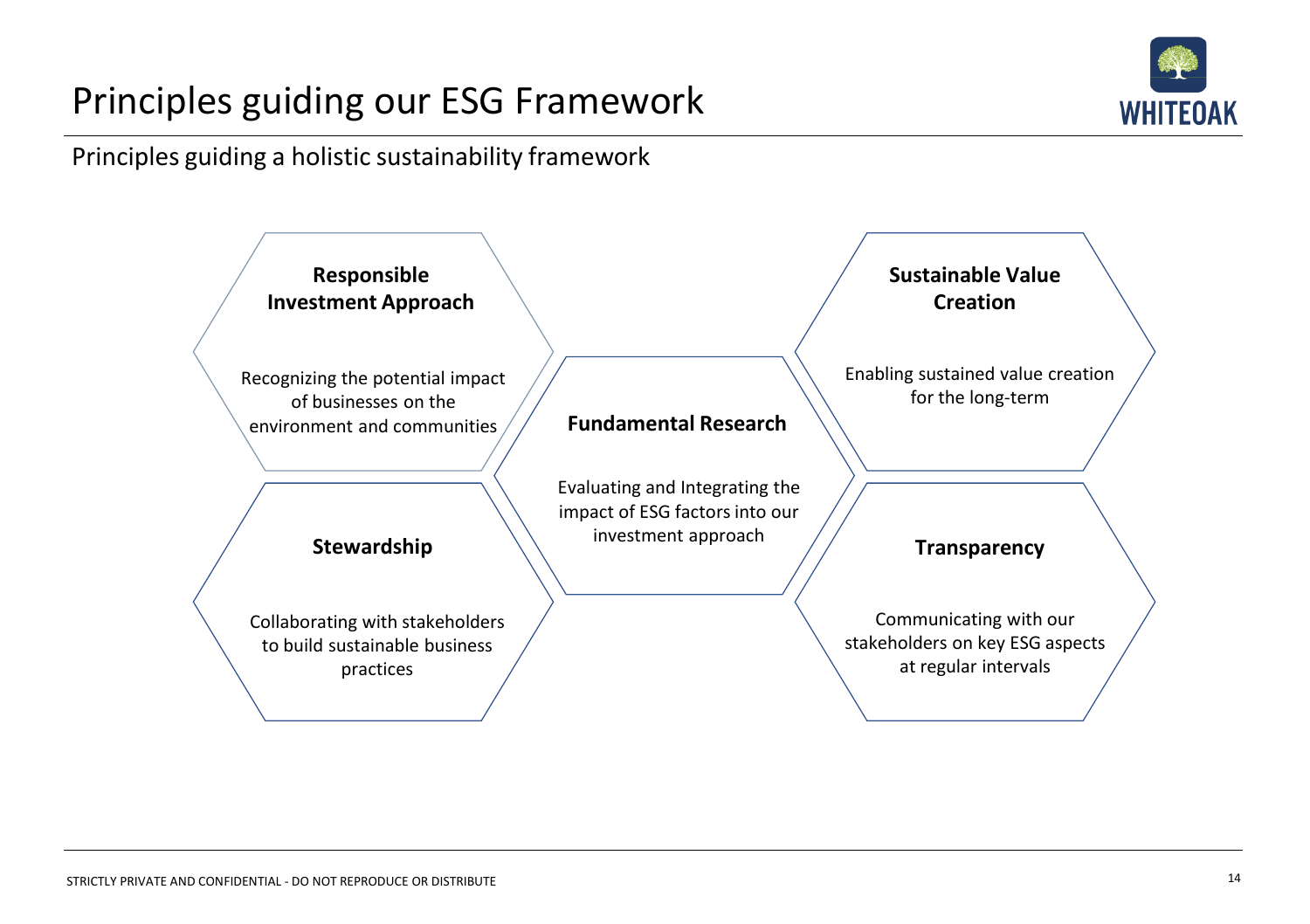# Principles guiding our ESG Framework

Principles guiding a holistic sustainability framework

**Responsible Investment Approach**

Recognizing the potential impact of businesses on the environment and communities

**Stewardship**

Collaborating with stakeholders to build sustainable business practices

**Fundamental Research**

Evaluating and Integrating the impact of ESG factors into our investment approach

**Sustainable Value Creation**

Enabling sustained value creation for the long-term

**Transparency**

Communicating with our stakeholders on key ESG aspects at regular intervals

STRICTLY PRIVATE AND CONFIDENTIAL - DO NOT REPRODUCE OR DISTRIBUTE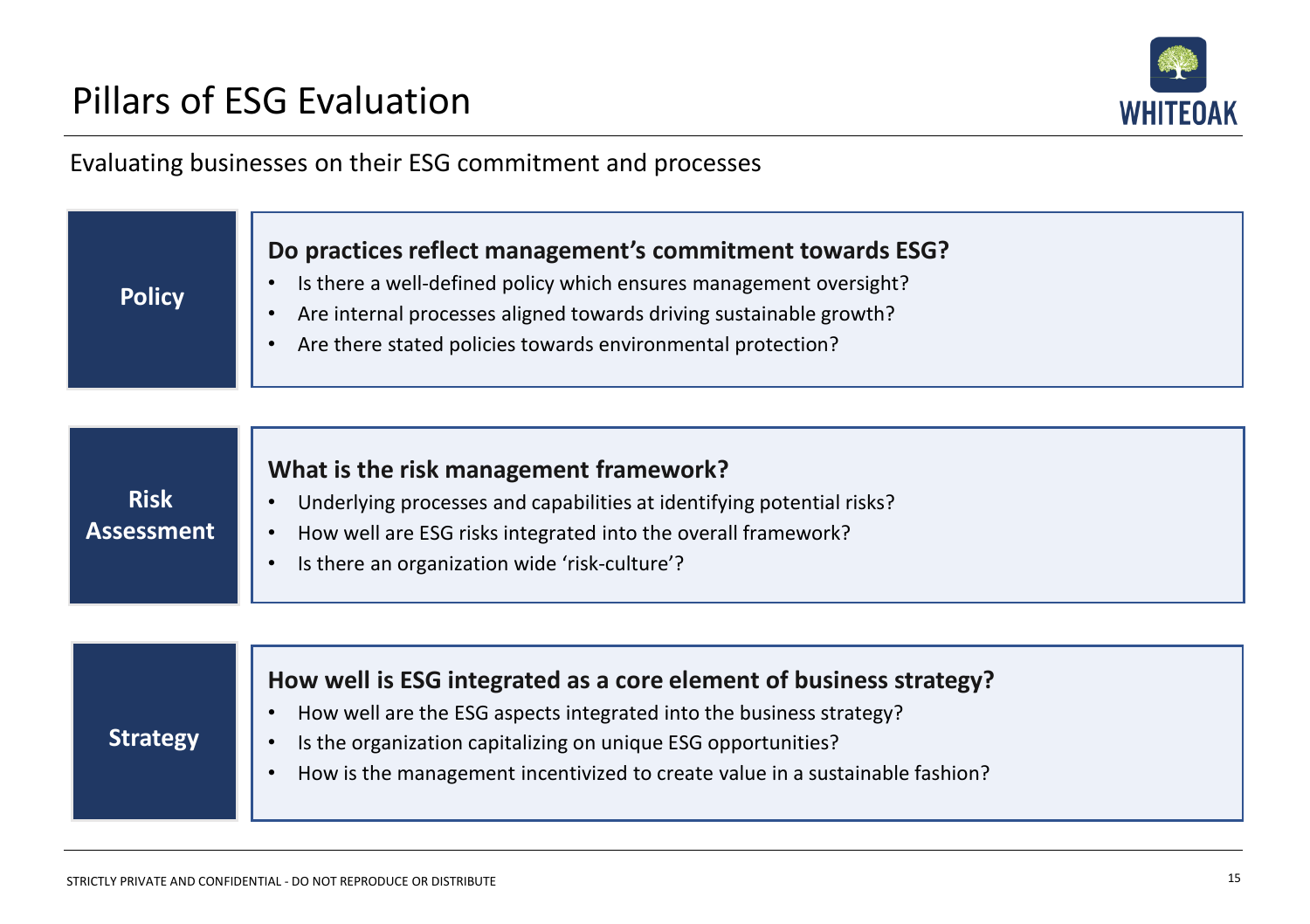# Pillars of ESG Evaluation

Evaluating businesses on their ESG commitment and processes

## Policy

**Do practices reflect management's commitment towards ESG?**

- Is there a well-defined policy which ensures management oversight?
- Are internal processes aligned towards driving sustainable growth?
- Are there stated policies towards environmental protection?

## Risk Assessment

**What is the risk management framework?**

- Underlying processes and capabilities at identifying potential risks?
- How well are ESG risks integrated into the overall framework?
- Is there an organization wide 'risk-culture'?

## Strategy

**How well is ESG integrated as a core element of business strategy?**

- How well are the ESG aspects integrated into the business strategy?
- Is the organization capitalizing on unique ESG opportunities?
- How is the management incentivized to create value in a sustainable fashion?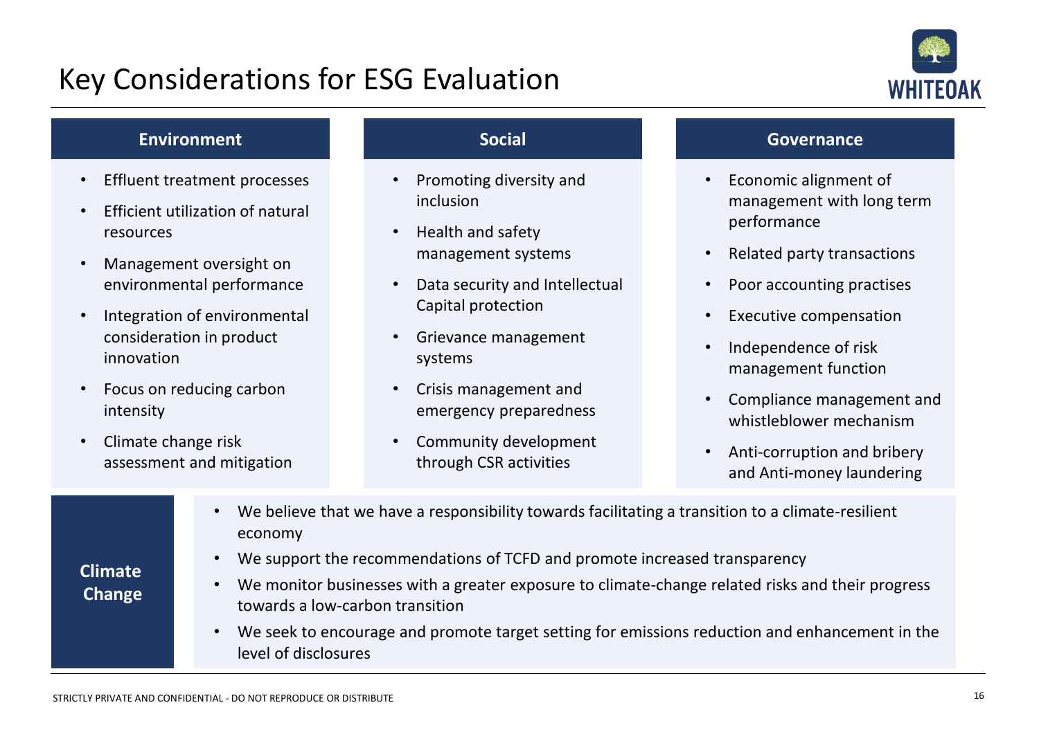# Key Considerations for ESG Evaluation

### Environment

- Effluent treatment processes
- Efficient utilization of natural resources
- Management oversight on environmental performance
- Integration of environmental consideration in product innovation
- Focus on reducing carbon intensity
- Climate change risk assessment and mitigation

### Social

- Promoting diversity and inclusion
- Health and safety management systems
- Data security and Intellectual Capital protection
- Grievance management systems
- Crisis management and emergency preparedness
- Community development through CSR activities

### Governance

- Economic alignment of management with long term performance
- Related party transactions
- Poor accounting practises
- Executive compensation
- Independence of risk management function
- Compliance management and whistleblower mechanism
- Anti-corruption and bribery and Anti-money laundering

### Climate Change

- We believe that we have a responsibility towards facilitating a transition to a climate-resilient economy
- We support the recommendations of TCFD and promote increased transparency
- We monitor businesses with a greater exposure to climate-change related risks and their progress towards a low-carbon transition
- We seek to encourage and promote target setting for emissions reduction and enhancement in the level of disclosures

STRICTLY PRIVATE AND CONFIDENTIAL - DO NOT REPRODUCE OR DISTRIBUTE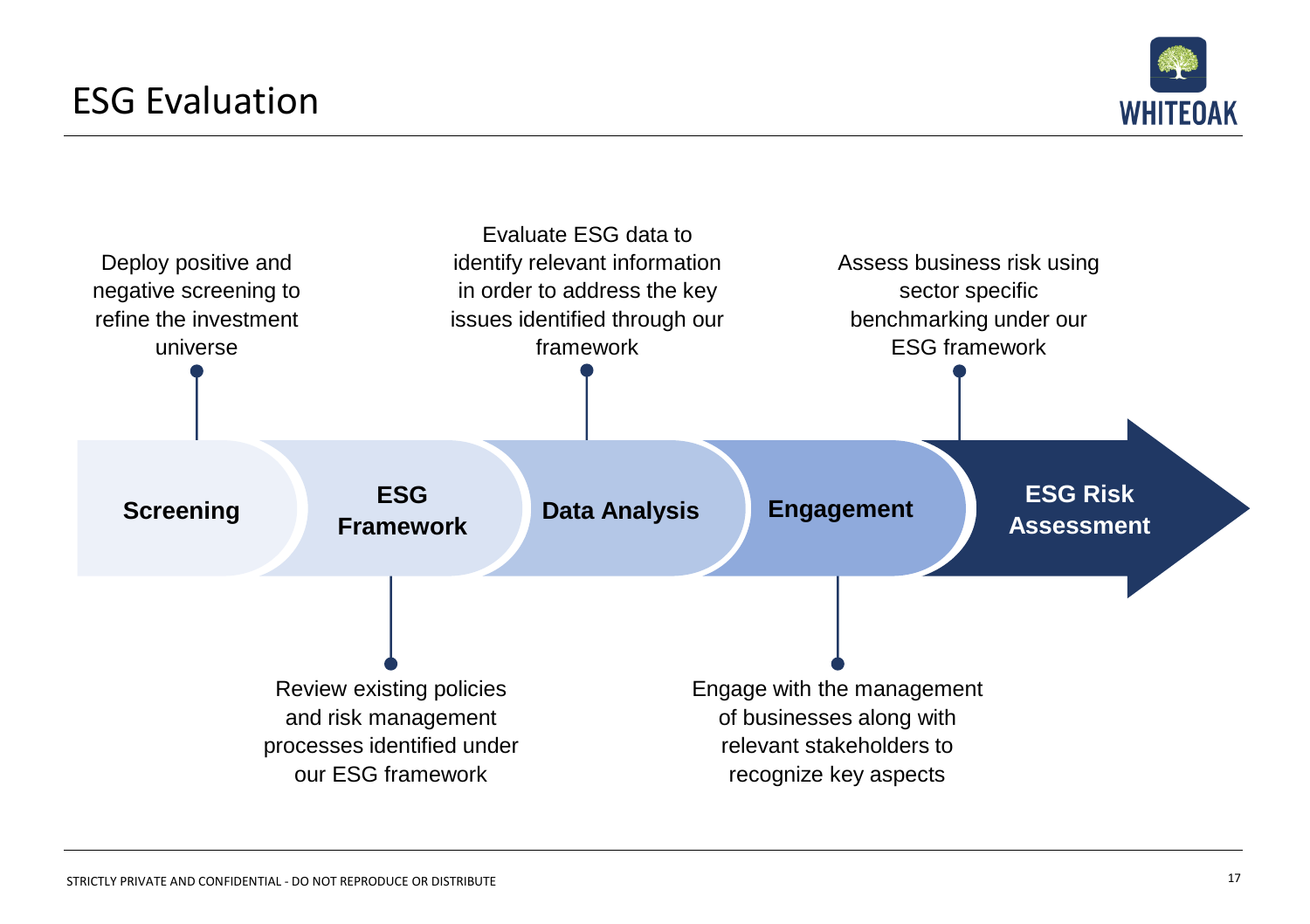# ESG Evaluation

**Screening** – Deploy positive and negative screening to refine the investment universe

**ESG Framework** – Review existing policies and risk management processes identified under our ESG framework

**Data Analysis** – Evaluate ESG data to identify relevant information in order to address the key issues identified through our framework

**Engagement** – Engage with the management of businesses along with relevant stakeholders to recognize key aspects

**ESG Risk Assessment** – Assess business risk using sector specific benchmarking under our ESG framework

STRICTLY PRIVATE AND CONFIDENTIAL - DO NOT REPRODUCE OR DISTRIBUTE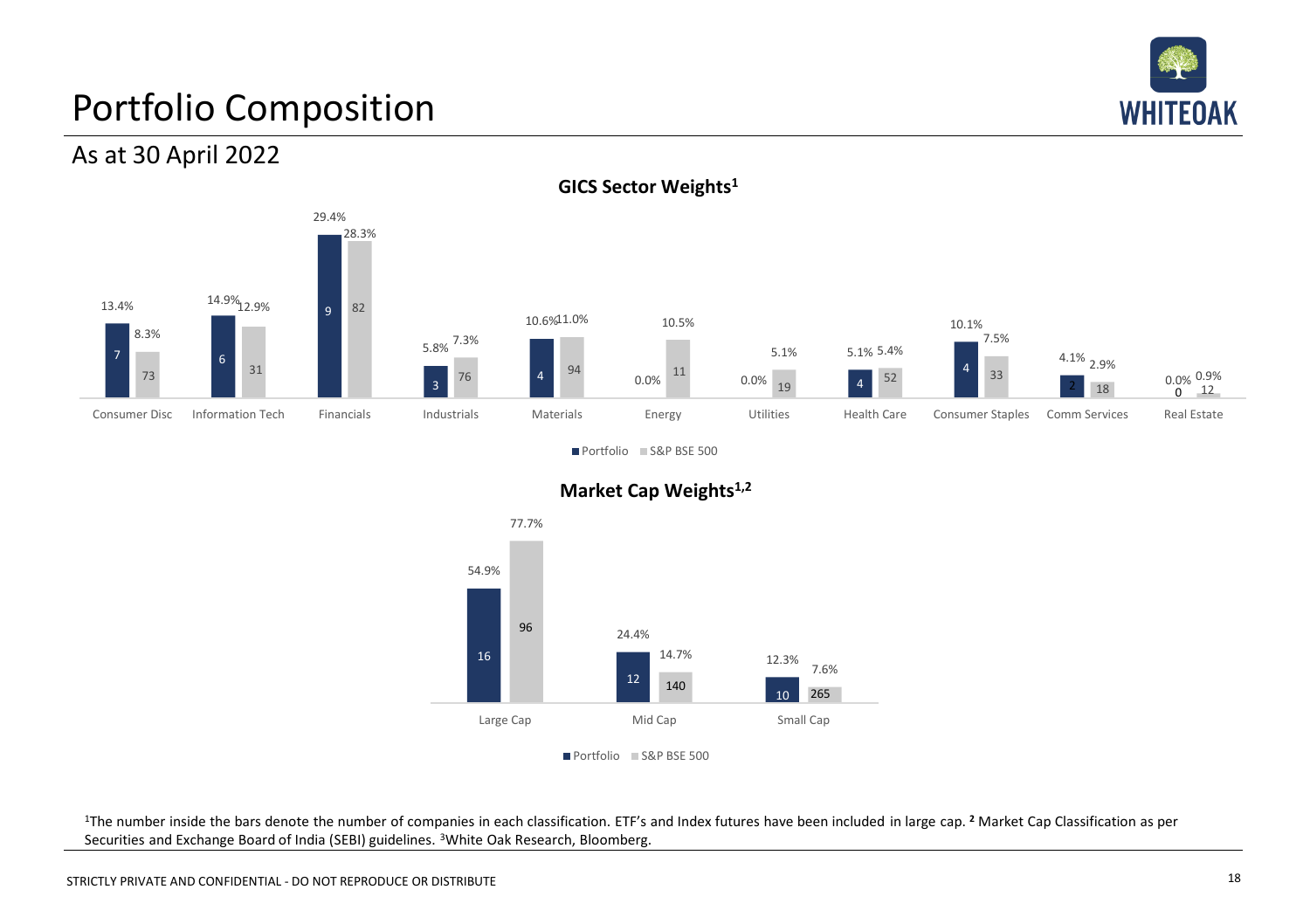# Portfolio Composition

## As at 30 April 2022

### GICS Sector Weights[1]

| Sector | Portfolio Weight | Portfolio No. of Companies | S&P BSE 500 Weight | S&P BSE 500 No. of Companies |
|---|---|---|---|---|
| Consumer Disc | 13.4% | 7 | 8.3% | 73 |
| Information Tech | 14.9% | 6 | 12.9% | 31 |
| Financials | 29.4% | 9 | 28.3% | 82 |
| Industrials | 5.8% | 3 | 7.3% | 76 |
| Materials | 10.6% | 4 | 11.0% | 94 |
| Energy | 0.0% | | 10.5% | 11 |
| Utilities | 0.0% | | 5.1% | 19 |
| Health Care | 5.1% | 4 | 5.4% | 52 |
| Consumer Staples | 10.1% | 4 | 7.5% | 33 |
| Comm Services | 4.1% | 2 | 2.9% | 18 |
| Real Estate | 0.0% | 0 | 0.9% | 12 |

### Market Cap Weights[1,2]

| Market Cap | Portfolio Weight | Portfolio No. of Companies | S&P BSE 500 Weight | S&P BSE 500 No. of Companies |
|---|---|---|---|---|
| Large Cap | 54.9% | 16 | 77.7% | 96 |
| Mid Cap | 24.4% | 12 | 14.7% | 140 |
| Small Cap | 12.3% | 10 | 7.6% | 265 |

[1]The number inside the bars denote the number of companies in each classification. ETF's and Index futures have been included in large cap. [2] Market Cap Classification as per Securities and Exchange Board of India (SEBI) guidelines. [3]White Oak Research, Bloomberg.

STRICTLY PRIVATE AND CONFIDENTIAL - DO NOT REPRODUCE OR DISTRIBUTE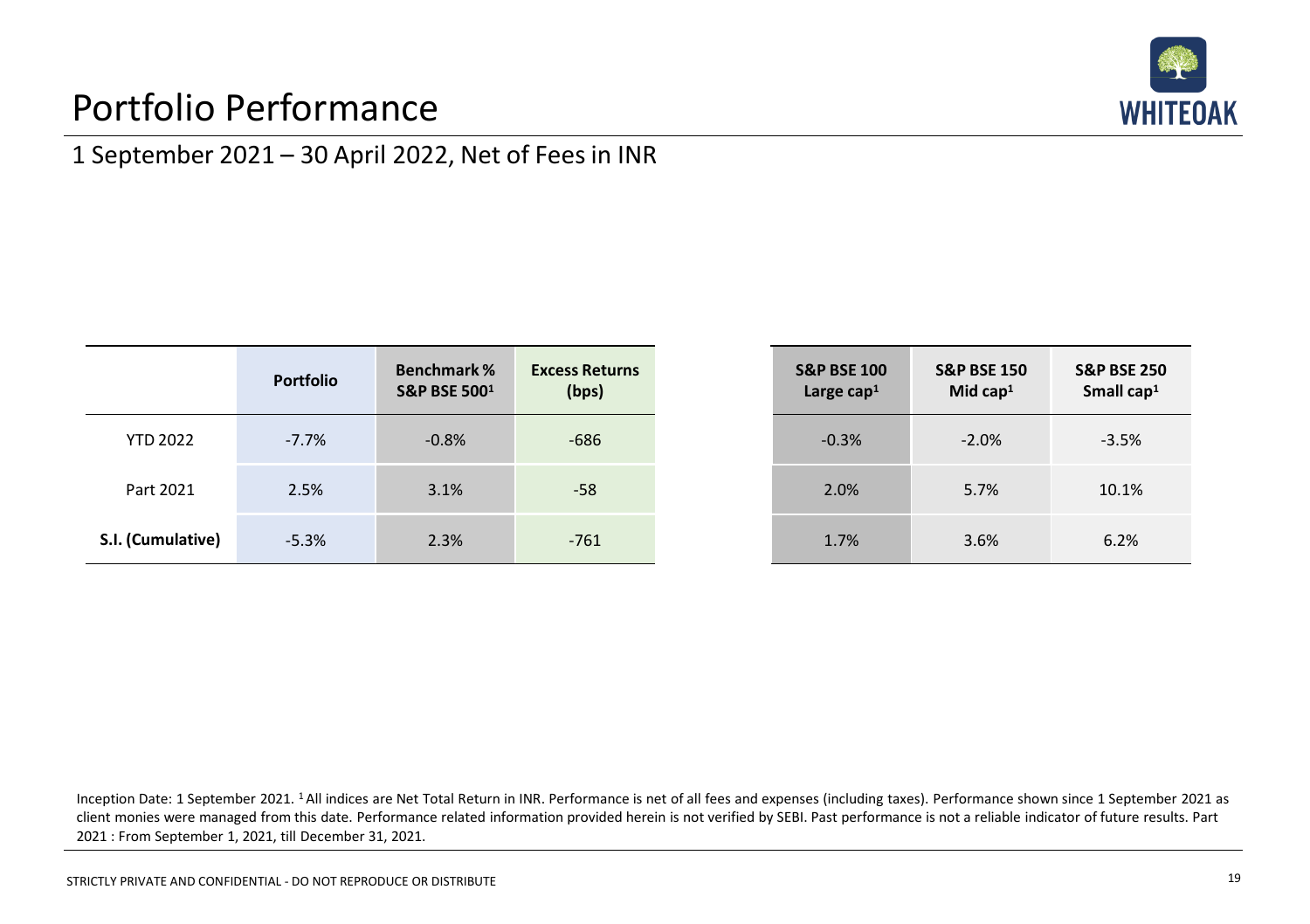# Portfolio Performance

## 1 September 2021 – 30 April 2022, Net of Fees in INR

| | Portfolio | Benchmark % S&P BSE 500[1] | Excess Returns (bps) |
|---|---|---|---|
| YTD 2022 | -7.7% | -0.8% | -686 |
| Part 2021 | 2.5% | 3.1% | -58 |
| **S.I. (Cumulative)** | -5.3% | 2.3% | -761 |

| S&P BSE 100 Large cap[1] | S&P BSE 150 Mid cap[1] | S&P BSE 250 Small cap[1] |
|---|---|---|
| -0.3% | -2.0% | -3.5% |
| 2.0% | 5.7% | 10.1% |
| 1.7% | 3.6% | 6.2% |

Inception Date: 1 September 2021. [1] All indices are Net Total Return in INR. Performance is net of all fees and expenses (including taxes). Performance shown since 1 September 2021 as client monies were managed from this date. Performance related information provided herein is not verified by SEBI. Past performance is not a reliable indicator of future results. Part 2021 : From September 1, 2021, till December 31, 2021.

STRICTLY PRIVATE AND CONFIDENTIAL - DO NOT REPRODUCE OR DISTRIBUTE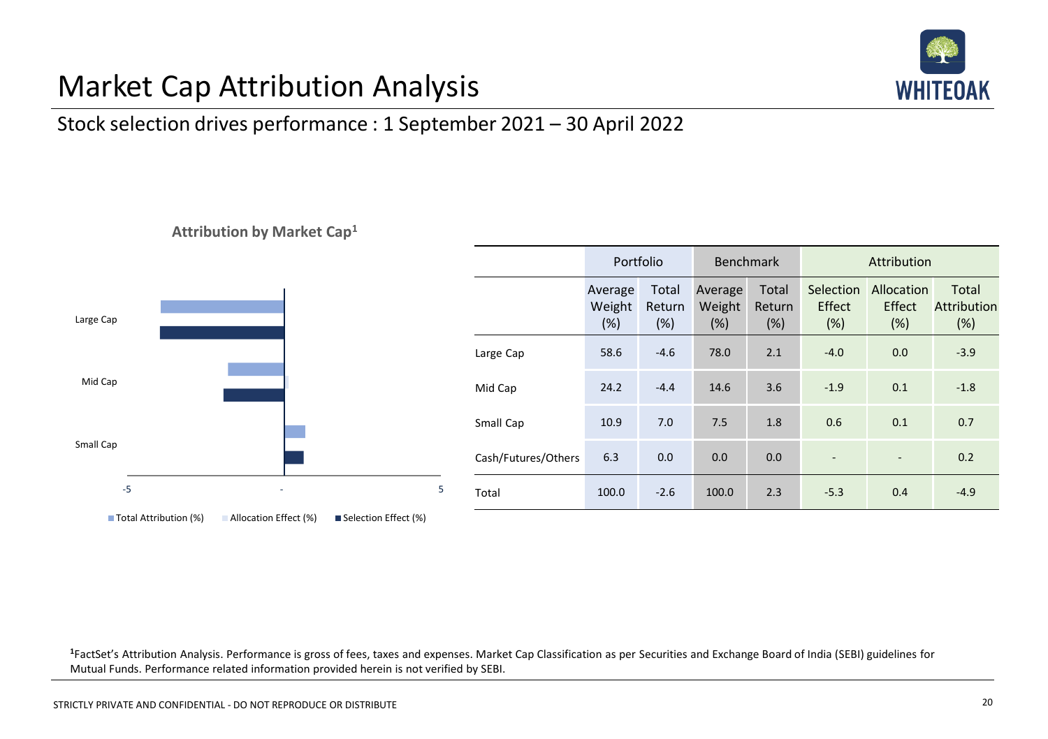# Market Cap Attribution Analysis

## Stock selection drives performance : 1 September 2021 – 30 April 2022

**Attribution by Market Cap[1]**

Large Cap

Mid Cap

Small Cap

-5 - 5

Total Attribution (%) Allocation Effect (%) Selection Effect (%)

| | Portfolio | | Benchmark | | Attribution | | |
|---|---|---|---|---|---|---|---|
| | Average Weight (%) | Total Return (%) | Average Weight (%) | Total Return (%) | Selection Effect (%) | Allocation Effect (%) | Total Attribution (%) |
| Large Cap | 58.6 | -4.6 | 78.0 | 2.1 | -4.0 | 0.0 | -3.9 |
| Mid Cap | 24.2 | -4.4 | 14.6 | 3.6 | -1.9 | 0.1 | -1.8 |
| Small Cap | 10.9 | 7.0 | 7.5 | 1.8 | 0.6 | 0.1 | 0.7 |
| Cash/Futures/Others | 6.3 | 0.0 | 0.0 | 0.0 | - | - | 0.2 |
| Total | 100.0 | -2.6 | 100.0 | 2.3 | -5.3 | 0.4 | -4.9 |

[1]FactSet's Attribution Analysis. Performance is gross of fees, taxes and expenses. Market Cap Classification as per Securities and Exchange Board of India (SEBI) guidelines for Mutual Funds. Performance related information provided herein is not verified by SEBI.

STRICTLY PRIVATE AND CONFIDENTIAL - DO NOT REPRODUCE OR DISTRIBUTE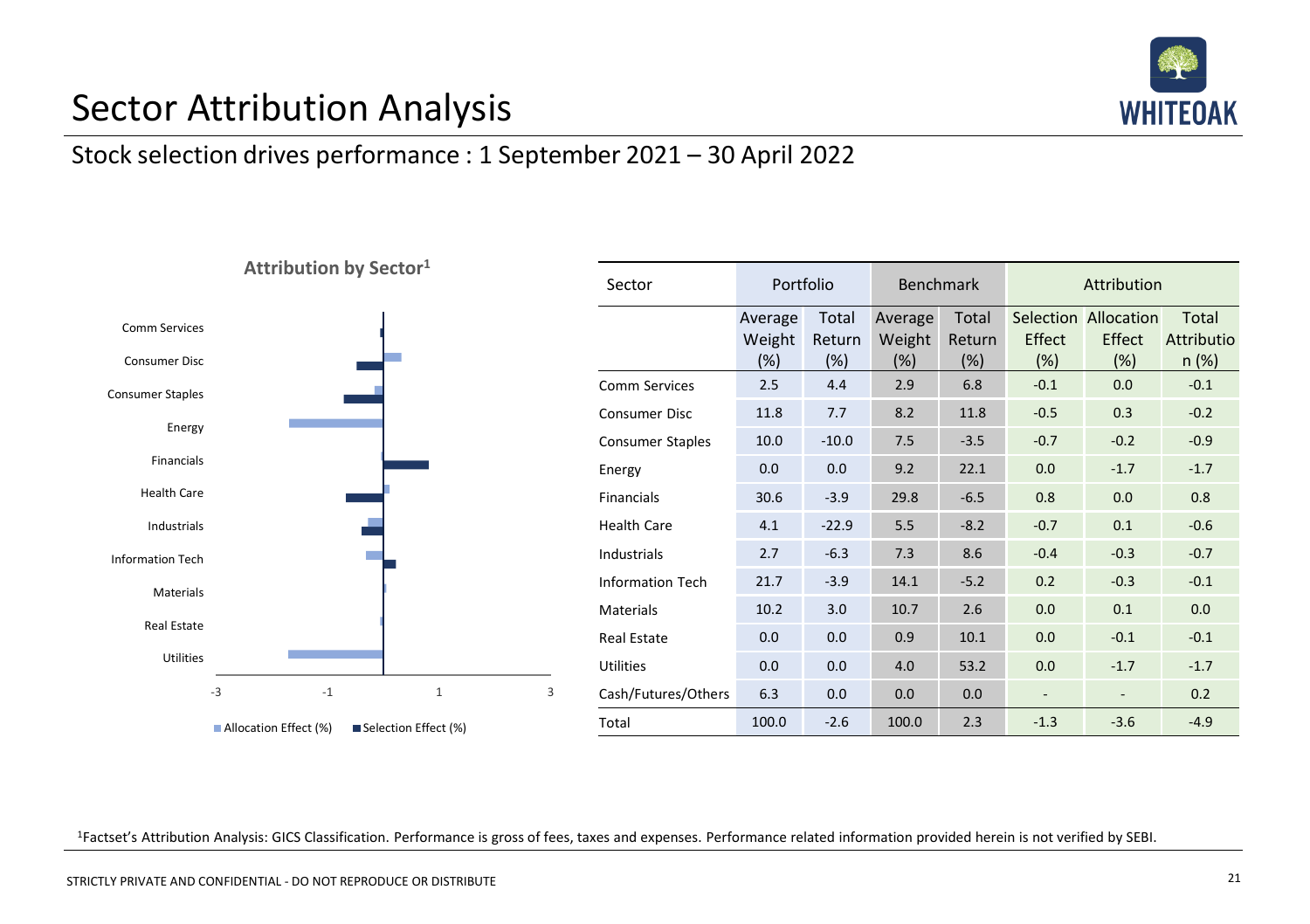# Sector Attribution Analysis

## Stock selection drives performance : 1 September 2021 – 30 April 2022

**Attribution by Sector[1]**

| Sector | Portfolio | | Benchmark | | Attribution | | |
|---|---|---|---|---|---|---|---|
| | Average Weight (%) | Total Return (%) | Average Weight (%) | Total Return (%) | Selection Effect (%) | Allocation Effect (%) | Total Attribution (%) |
| Comm Services | 2.5 | 4.4 | 2.9 | 6.8 | -0.1 | 0.0 | -0.1 |
| Consumer Disc | 11.8 | 7.7 | 8.2 | 11.8 | -0.5 | 0.3 | -0.2 |
| Consumer Staples | 10.0 | -10.0 | 7.5 | -3.5 | -0.7 | -0.2 | -0.9 |
| Energy | 0.0 | 0.0 | 9.2 | 22.1 | 0.0 | -1.7 | -1.7 |
| Financials | 30.6 | -3.9 | 29.8 | -6.5 | 0.8 | 0.0 | 0.8 |
| Health Care | 4.1 | -22.9 | 5.5 | -8.2 | -0.7 | 0.1 | -0.6 |
| Industrials | 2.7 | -6.3 | 7.3 | 8.6 | -0.4 | -0.3 | -0.7 |
| Information Tech | 21.7 | -3.9 | 14.1 | -5.2 | 0.2 | -0.3 | -0.1 |
| Materials | 10.2 | 3.0 | 10.7 | 2.6 | 0.0 | 0.1 | 0.0 |
| Real Estate | 0.0 | 0.0 | 0.9 | 10.1 | 0.0 | -0.1 | -0.1 |
| Utilities | 0.0 | 0.0 | 4.0 | 53.2 | 0.0 | -1.7 | -1.7 |
| Cash/Futures/Others | 6.3 | 0.0 | 0.0 | 0.0 | - | - | 0.2 |
| Total | 100.0 | -2.6 | 100.0 | 2.3 | -1.3 | -3.6 | -4.9 |

[1]Factset's Attribution Analysis: GICS Classification. Performance is gross of fees, taxes and expenses. Performance related information provided herein is not verified by SEBI.

STRICTLY PRIVATE AND CONFIDENTIAL - DO NOT REPRODUCE OR DISTRIBUTE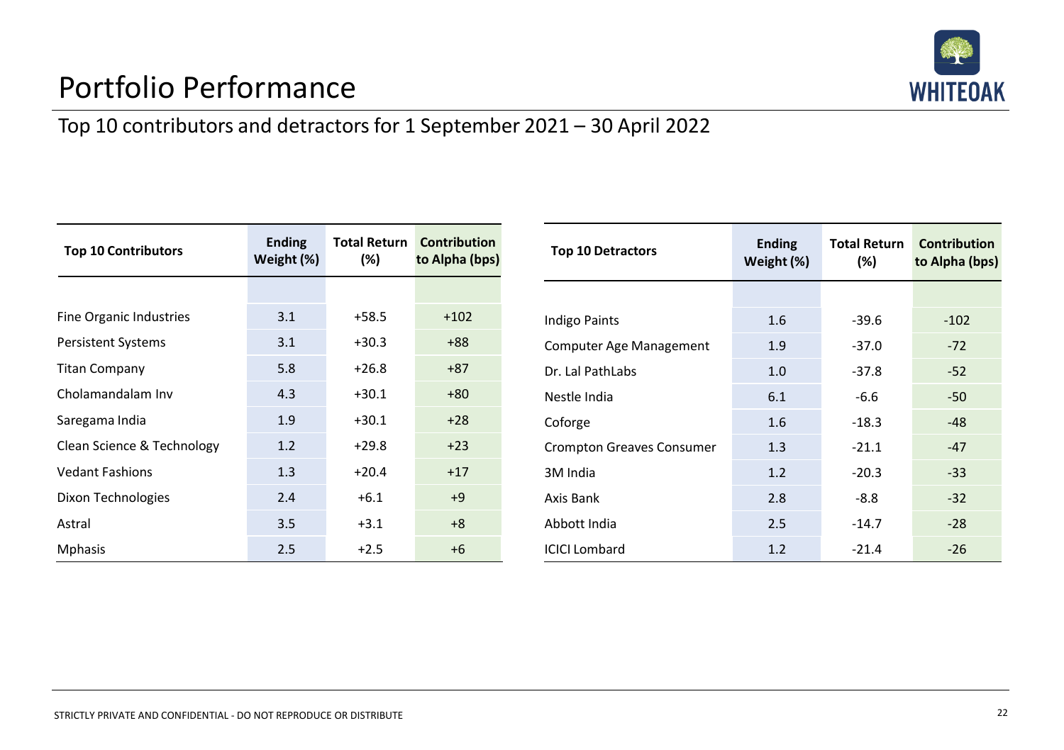# Portfolio Performance

## Top 10 contributors and detractors for 1 September 2021 – 30 April 2022

| Top 10 Contributors | Ending Weight (%) | Total Return (%) | Contribution to Alpha (bps) |
|---|---|---|---|
| Fine Organic Industries | 3.1 | +58.5 | +102 |
| Persistent Systems | 3.1 | +30.3 | +88 |
| Titan Company | 5.8 | +26.8 | +87 |
| Cholamandalam Inv | 4.3 | +30.1 | +80 |
| Saregama India | 1.9 | +30.1 | +28 |
| Clean Science & Technology | 1.2 | +29.8 | +23 |
| Vedant Fashions | 1.3 | +20.4 | +17 |
| Dixon Technologies | 2.4 | +6.1 | +9 |
| Astral | 3.5 | +3.1 | +8 |
| Mphasis | 2.5 | +2.5 | +6 |

| Top 10 Detractors | Ending Weight (%) | Total Return (%) | Contribution to Alpha (bps) |
|---|---|---|---|
| Indigo Paints | 1.6 | -39.6 | -102 |
| Computer Age Management | 1.9 | -37.0 | -72 |
| Dr. Lal PathLabs | 1.0 | -37.8 | -52 |
| Nestle India | 6.1 | -6.6 | -50 |
| Coforge | 1.6 | -18.3 | -48 |
| Crompton Greaves Consumer | 1.3 | -21.1 | -47 |
| 3M India | 1.2 | -20.3 | -33 |
| Axis Bank | 2.8 | -8.8 | -32 |
| Abbott India | 2.5 | -14.7 | -28 |
| ICICI Lombard | 1.2 | -21.4 | -26 |

STRICTLY PRIVATE AND CONFIDENTIAL - DO NOT REPRODUCE OR DISTRIBUTE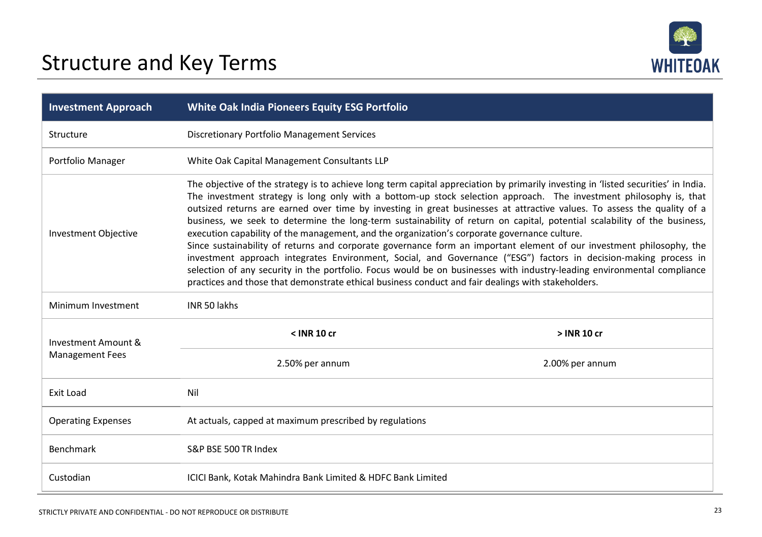# Structure and Key Terms

| Investment Approach | White Oak India Pioneers Equity ESG Portfolio | |
|---|---|---|
| Structure | Discretionary Portfolio Management Services | |
| Portfolio Manager | White Oak Capital Management Consultants LLP | |
| Investment Objective | The objective of the strategy is to achieve long term capital appreciation by primarily investing in 'listed securities' in India. The investment strategy is long only with a bottom-up stock selection approach. The investment philosophy is, that outsized returns are earned over time by investing in great businesses at attractive values. To assess the quality of a business, we seek to determine the long-term sustainability of return on capital, potential scalability of the business, execution capability of the management, and the organization's corporate governance culture.<br>Since sustainability of returns and corporate governance form an important element of our investment philosophy, the investment approach integrates Environment, Social, and Governance ("ESG") factors in decision-making process in selection of any security in the portfolio. Focus would be on businesses with industry-leading environmental compliance practices and those that demonstrate ethical business conduct and fair dealings with stakeholders. | |
| Minimum Investment | INR 50 lakhs | |
| Investment Amount & Management Fees | **< INR 10 cr** | **> INR 10 cr** |
| | 2.50% per annum | 2.00% per annum |
| Exit Load | Nil | |
| Operating Expenses | At actuals, capped at maximum prescribed by regulations | |
| Benchmark | S&P BSE 500 TR Index | |
| Custodian | ICICI Bank, Kotak Mahindra Bank Limited & HDFC Bank Limited | |

STRICTLY PRIVATE AND CONFIDENTIAL - DO NOT REPRODUCE OR DISTRIBUTE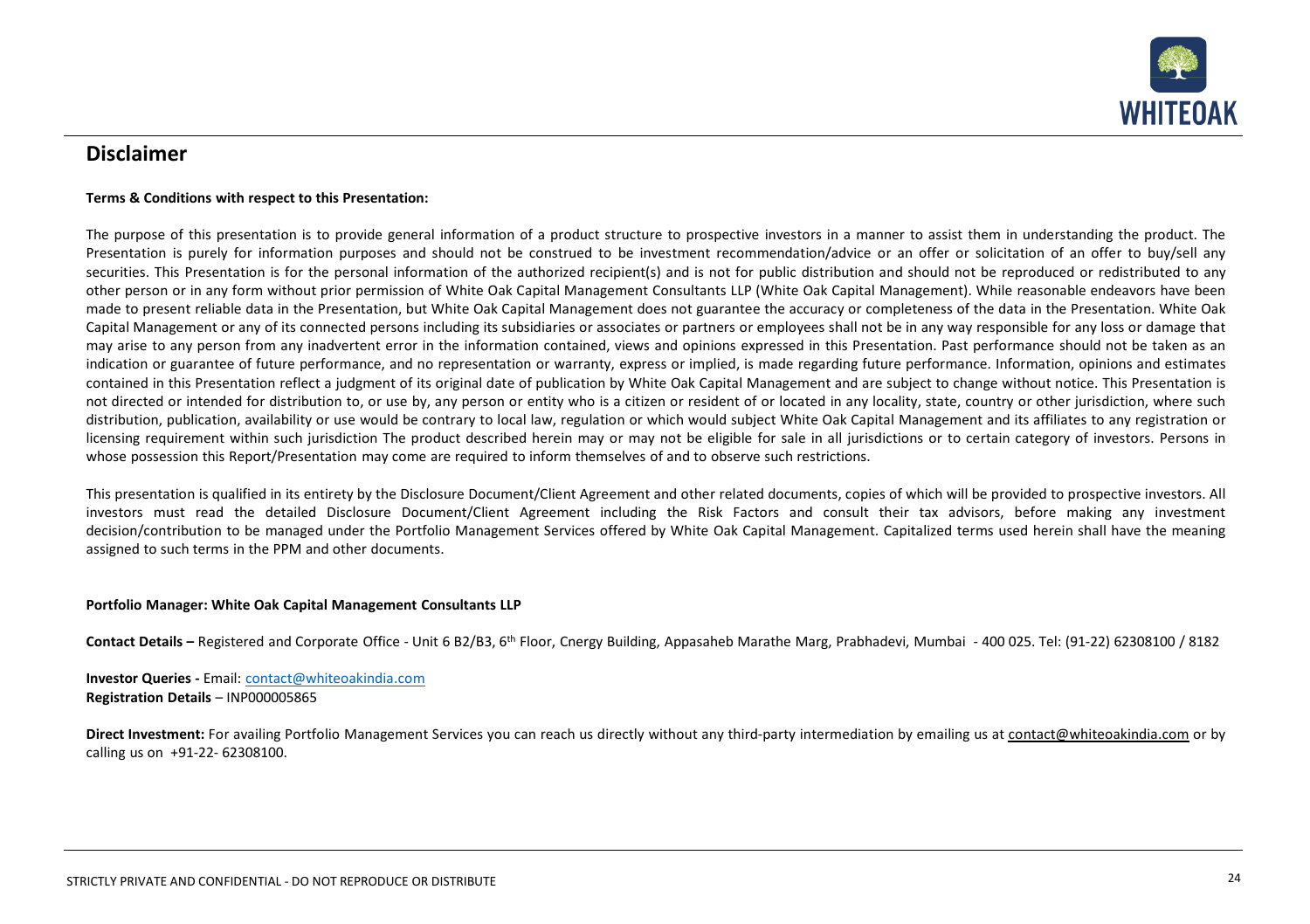## Disclaimer

**Terms & Conditions with respect to this Presentation:**

The purpose of this presentation is to provide general information of a product structure to prospective investors in a manner to assist them in understanding the product. The Presentation is purely for information purposes and should not be construed to be investment recommendation/advice or an offer or solicitation of an offer to buy/sell any securities. This Presentation is for the personal information of the authorized recipient(s) and is not for public distribution and should not be reproduced or redistributed to any other person or in any form without prior permission of White Oak Capital Management Consultants LLP (White Oak Capital Management). While reasonable endeavors have been made to present reliable data in the Presentation, but White Oak Capital Management does not guarantee the accuracy or completeness of the data in the Presentation. White Oak Capital Management or any of its connected persons including its subsidiaries or associates or partners or employees shall not be in any way responsible for any loss or damage that may arise to any person from any inadvertent error in the information contained, views and opinions expressed in this Presentation. Past performance should not be taken as an indication or guarantee of future performance, and no representation or warranty, express or implied, is made regarding future performance. Information, opinions and estimates contained in this Presentation reflect a judgment of its original date of publication by White Oak Capital Management and are subject to change without notice. This Presentation is not directed or intended for distribution to, or use by, any person or entity who is a citizen or resident of or located in any locality, state, country or other jurisdiction, where such distribution, publication, availability or use would be contrary to local law, regulation or which would subject White Oak Capital Management and its affiliates to any registration or licensing requirement within such jurisdiction The product described herein may or may not be eligible for sale in all jurisdictions or to certain category of investors. Persons in whose possession this Report/Presentation may come are required to inform themselves of and to observe such restrictions.

This presentation is qualified in its entirety by the Disclosure Document/Client Agreement and other related documents, copies of which will be provided to prospective investors. All investors must read the detailed Disclosure Document/Client Agreement including the Risk Factors and consult their tax advisors, before making any investment decision/contribution to be managed under the Portfolio Management Services offered by White Oak Capital Management. Capitalized terms used herein shall have the meaning assigned to such terms in the PPM and other documents.

**Portfolio Manager: White Oak Capital Management Consultants LLP**

**Contact Details –** Registered and Corporate Office - Unit 6 B2/B3, 6th Floor, Cnergy Building, Appasaheb Marathe Marg, Prabhadevi, Mumbai - 400 025. Tel: (91-22) 62308100 / 8182

**Investor Queries -** Email: contact@whiteoakindia.com
**Registration Details** – INP000005865

**Direct Investment:** For availing Portfolio Management Services you can reach us directly without any third-party intermediation by emailing us at contact@whiteoakindia.com or by calling us on +91-22- 62308100.